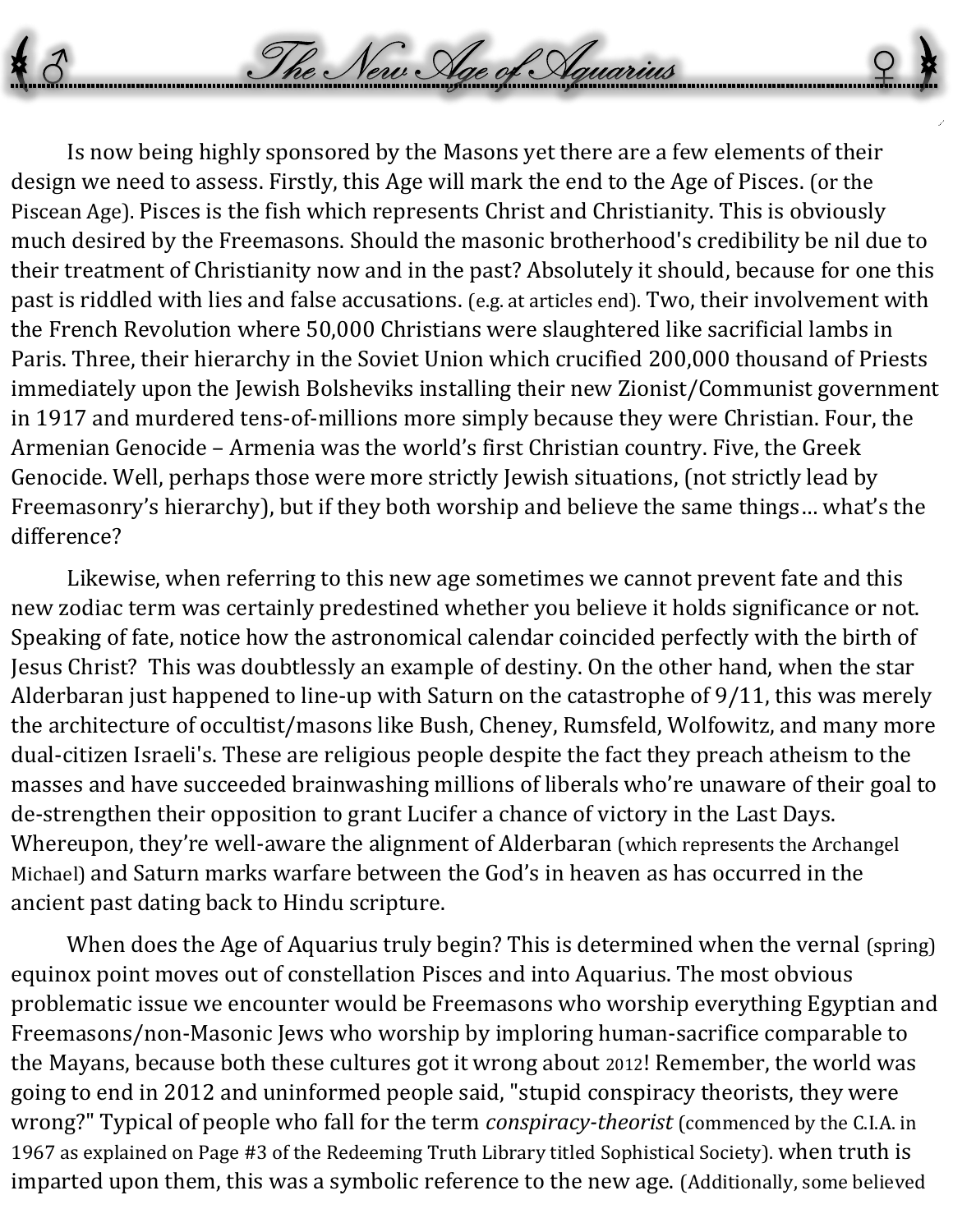# ♂ The New Age of Aquarius ♀

Is now being highly sponsored by the Masons yet there are a few elements of their design we need to assess. Firstly, this Age will mark the end to the Age of Pisces. (or the Piscean Age). Pisces is the fish which represents Christ and Christianity. This is obviously much desired by the Freemasons. Should the masonic brotherhood's credibility be nil due to their treatment of Christianity now and in the past? Absolutely it should, because for one this past is riddled with lies and false accusations. (e.g. at articles end). Two, their involvement with the French Revolution where 50,000 Christians were slaughtered like sacrificial lambs in Paris. Three, their hierarchy in the Soviet Union which crucified 200,000 thousand of Priests immediately upon the Jewish Bolsheviks installing their new Zionist/Communist government in 1917 and murdered tens-of-millions more simply because they were Christian. Four, the Armenian Genocide – Armenia was the world's first Christian country. Five, the Greek Genocide. Well, perhaps those were more strictly Jewish situations, (not strictly lead by Freemasonry's hierarchy), but if they both worship and believe the same things… what's the difference?

Likewise, when referring to this new age sometimes we cannot prevent fate and this new zodiac term was certainly predestined whether you believe it holds significance or not. Speaking of fate, notice how the astronomical calendar coincided perfectly with the birth of Jesus Christ? This was doubtlessly an example of destiny. On the other hand, when the star Alderbaran just happened to line-up with Saturn on the catastrophe of 9/11, this was merely the architecture of occultist/masons like Bush, Cheney, Rumsfeld, Wolfowitz, and many more dual-citizen Israeli's. These are religious people despite the fact they preach atheism to the masses and have succeeded brainwashing millions of liberals who're unaware of their goal to de-strengthen their opposition to grant Lucifer a chance of victory in the Last Days. Whereupon, they're well-aware the alignment of Alderbaran (which represents the Archangel Michael) and Saturn marks warfare between the God's in heaven as has occurred in the ancient past dating back to Hindu scripture.

When does the Age of Aquarius truly begin? This is determined when the vernal (spring) equinox point moves out of constellation Pisces and into Aquarius. The most obvious problematic issue we encounter would be Freemasons who worship everything Egyptian and Freemasons/non-Masonic Jews who worship by imploring human-sacrifice comparable to the Mayans, because both these cultures got it wrong about 2012! Remember, the world was going to end in 2012 and uninformed people said, "stupid conspiracy theorists, they were wrong?" Typical of people who fall for the term *conspiracy-theorist* (commenced by the C.I.A. in 1967 as explained on Page #3 of the Redeeming Truth Library titled Sophistical Society). when truth is imparted upon them, this was a symbolic reference to the new age. (Additionally, some believed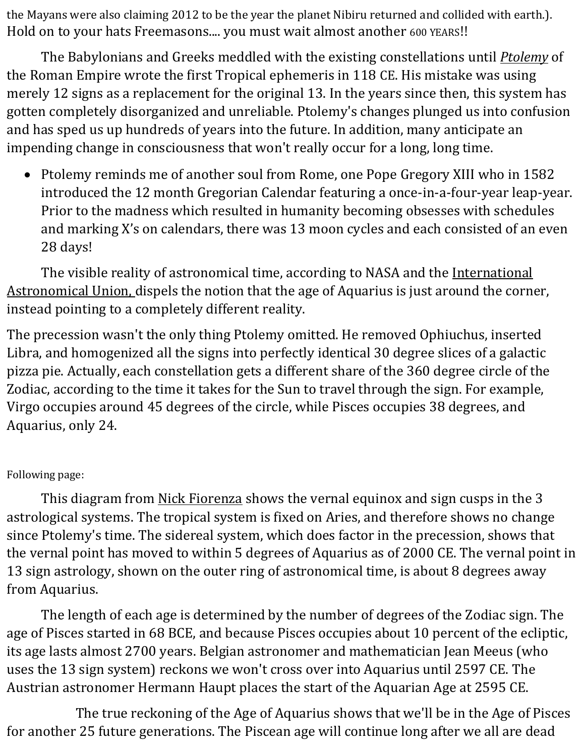the Mayans were also claiming 2012 to be the year the planet Nibiru returned and collided with earth.). Hold on to your hats Freemasons.... you must wait almost another 600 YEARS!!

The Babylonians and Greeks meddled with the existing constellations until *Ptolemy* of the Roman Empire wrote the first Tropical ephemeris in 118 CE. His mistake was using merely 12 signs as a replacement for the original 13. In the years since then, this system has gotten completely disorganized and unreliable. Ptolemy's changes plunged us into confusion and has sped us up hundreds of years into the future. In addition, many anticipate an impending change in consciousness that won't really occur for a long, long time.

- Ptolemy reminds me of another soul from Rome, one Pope Gregory XIII who in 1582 introduced the 12 month Gregorian Calendar featuring a once-in-a-four-year leap-year. Prior to the madness which resulted in humanity becoming obsesses with schedules and marking X's on calendars, there was 13 moon cycles and each consisted of an even 28 days!

The visible reality of astronomical time, according to NASA and the International Astronomical Union, dispels the notion that the age of Aquarius is just around the corner, instead pointing to a completely different reality.

The precession wasn't the only thing Ptolemy omitted. He removed Ophiuchus, inserted Libra, and homogenized all the signs into perfectly identical 30 degree slices of a galactic pizza pie. Actually, each constellation gets a different share of the 360 degree circle of the Zodiac, according to the time it takes for the Sun to travel through the sign. For example, Virgo occupies around 45 degrees of the circle, while Pisces occupies 38 degrees, and Aquarius, only 24.

Following page:

This diagram from Nick Fiorenza shows the vernal equinox and sign cusps in the 3 astrological systems. The tropical system is fixed on Aries, and therefore shows no change since Ptolemy's time. The sidereal system, which does factor in the precession, shows that the vernal point has moved to within 5 degrees of Aquarius as of 2000 CE. The vernal point in 13 sign astrology, shown on the outer ring of astronomical time, is about 8 degrees away from Aquarius.

The length of each age is determined by the number of degrees of the Zodiac sign. The age of Pisces started in 68 BCE, and because Pisces occupies about 10 percent of the ecliptic, its age lasts almost 2700 years. Belgian astronomer and mathematician Jean Meeus (who uses the 13 sign system) reckons we won't cross over into Aquarius until 2597 CE. The Austrian astronomer Hermann Haupt places the start of the Aquarian Age at 2595 CE.

The true reckoning of the Age of Aquarius shows that we'll be in the Age of Pisces for another 25 future generations. The Piscean age will continue long after we all are dead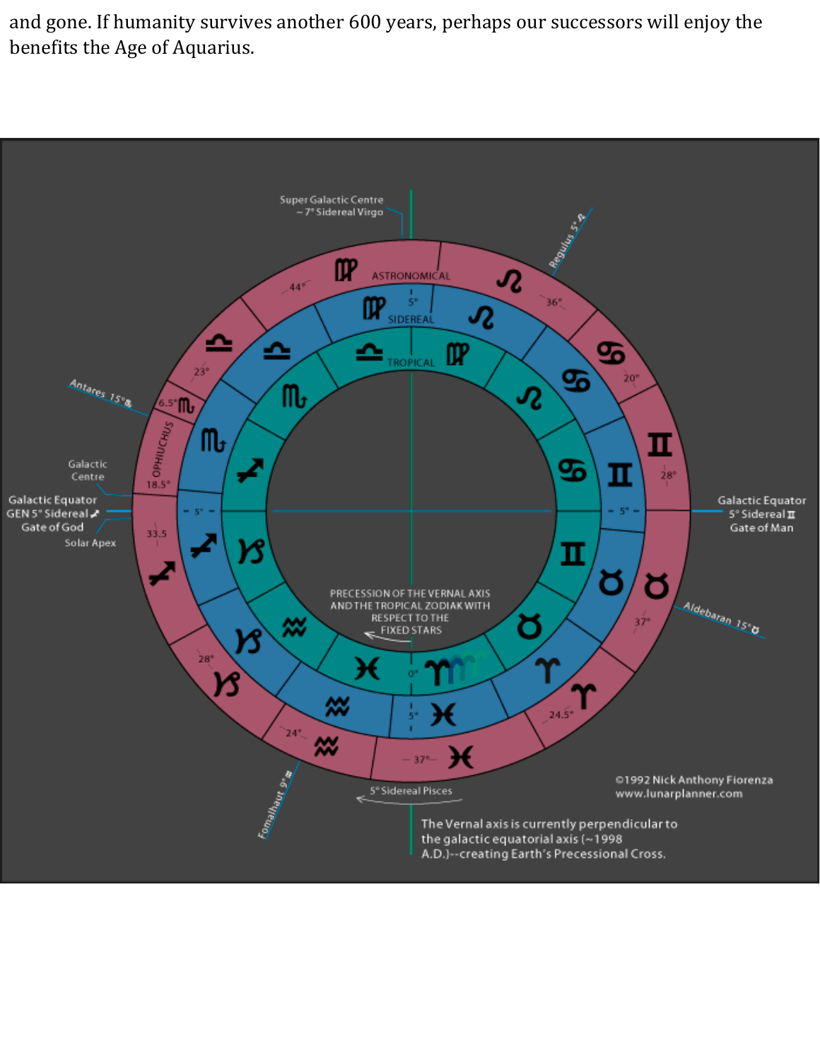and gone. If humanity survives another 600 years, perhaps our successors will enjoy the benefits the Age of Aquarius.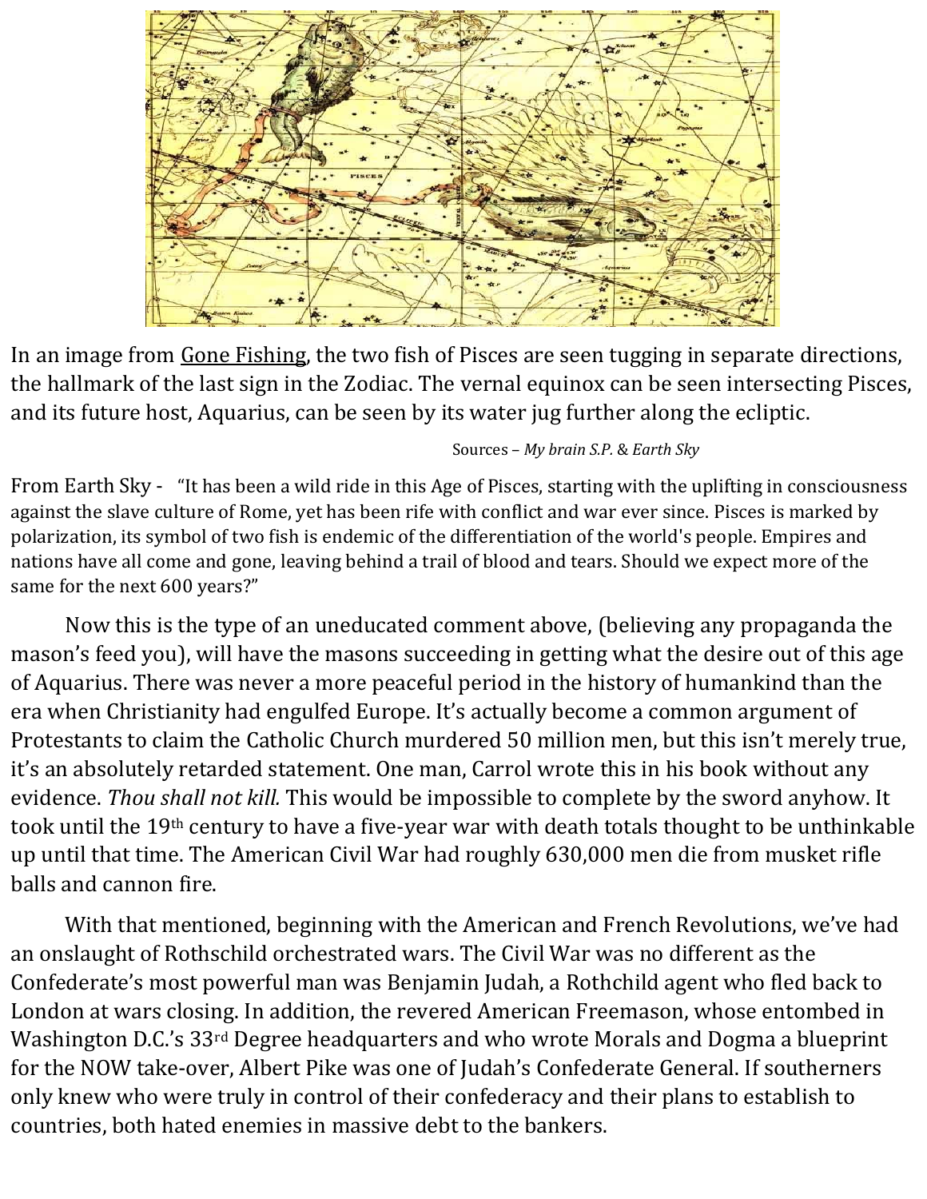In an image from Gone Fishing, the two fish of Pisces are seen tugging in separate directions, the hallmark of the last sign in the Zodiac. The vernal equinox can be seen intersecting Pisces, and its future host, Aquarius, can be seen by its water jug further along the ecliptic.

Sources – *My brain S.P.* & *Earth Sky*

From Earth Sky - "It has been a wild ride in this Age of Pisces, starting with the uplifting in consciousness against the slave culture of Rome, yet has been rife with conflict and war ever since. Pisces is marked by polarization, its symbol of two fish is endemic of the differentiation of the world's people. Empires and nations have all come and gone, leaving behind a trail of blood and tears. Should we expect more of the same for the next 600 years?"

Now this is the type of an uneducated comment above, (believing any propaganda the mason's feed you), will have the masons succeeding in getting what the desire out of this age of Aquarius. There was never a more peaceful period in the history of humankind than the era when Christianity had engulfed Europe. It's actually become a common argument of Protestants to claim the Catholic Church murdered 50 million men, but this isn't merely true, it's an absolutely retarded statement. One man, Carrol wrote this in his book without any evidence. *Thou shall not kill.* This would be impossible to complete by the sword anyhow. It took until the 19th century to have a five-year war with death totals thought to be unthinkable up until that time. The American Civil War had roughly 630,000 men die from musket rifle balls and cannon fire.

With that mentioned, beginning with the American and French Revolutions, we've had an onslaught of Rothschild orchestrated wars. The Civil War was no different as the Confederate's most powerful man was Benjamin Judah, a Rothchild agent who fled back to London at wars closing. In addition, the revered American Freemason, whose entombed in Washington D.C.'s 33rd Degree headquarters and who wrote Morals and Dogma a blueprint for the NOW take-over, Albert Pike was one of Judah's Confederate General. If southerners only knew who were truly in control of their confederacy and their plans to establish to countries, both hated enemies in massive debt to the bankers.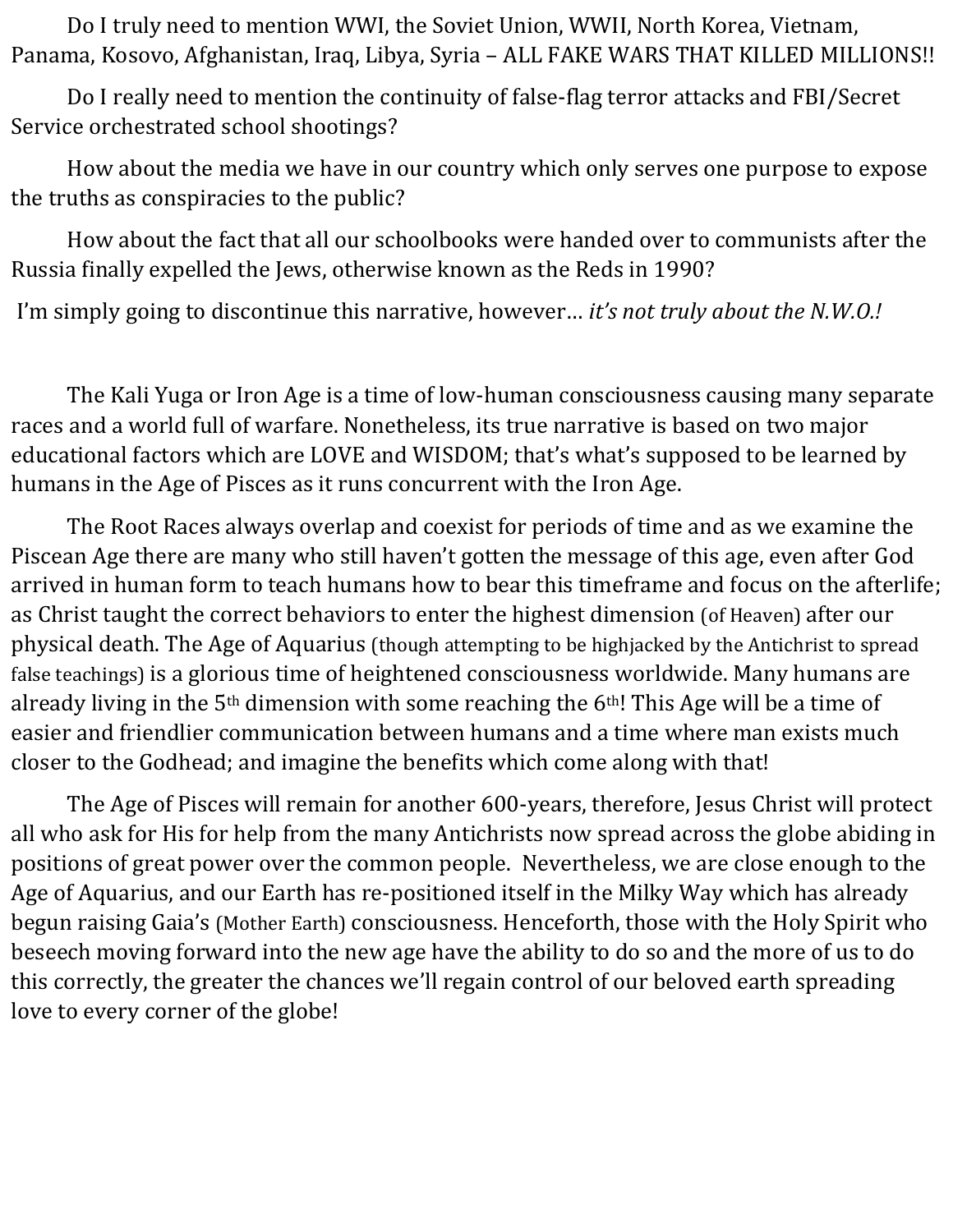Do I truly need to mention WWI, the Soviet Union, WWII, North Korea, Vietnam, Panama, Kosovo, Afghanistan, Iraq, Libya, Syria – ALL FAKE WARS THAT KILLED MILLIONS!!

Do I really need to mention the continuity of false-flag terror attacks and FBI/Secret Service orchestrated school shootings?

How about the media we have in our country which only serves one purpose to expose the truths as conspiracies to the public?

How about the fact that all our schoolbooks were handed over to communists after the Russia finally expelled the Jews, otherwise known as the Reds in 1990?

I'm simply going to discontinue this narrative, however… *it's not truly about the N.W.O.!*

The Kali Yuga or Iron Age is a time of low-human consciousness causing many separate races and a world full of warfare. Nonetheless, its true narrative is based on two major educational factors which are LOVE and WISDOM; that's what's supposed to be learned by humans in the Age of Pisces as it runs concurrent with the Iron Age.

The Root Races always overlap and coexist for periods of time and as we examine the Piscean Age there are many who still haven't gotten the message of this age, even after God arrived in human form to teach humans how to bear this timeframe and focus on the afterlife; as Christ taught the correct behaviors to enter the highest dimension (of Heaven) after our physical death. The Age of Aquarius (though attempting to be highjacked by the Antichrist to spread false teachings) is a glorious time of heightened consciousness worldwide. Many humans are already living in the 5th dimension with some reaching the 6th! This Age will be a time of easier and friendlier communication between humans and a time where man exists much closer to the Godhead; and imagine the benefits which come along with that!

The Age of Pisces will remain for another 600-years, therefore, Jesus Christ will protect all who ask for His for help from the many Antichrists now spread across the globe abiding in positions of great power over the common people. Nevertheless, we are close enough to the Age of Aquarius, and our Earth has re-positioned itself in the Milky Way which has already begun raising Gaia's (Mother Earth) consciousness. Henceforth, those with the Holy Spirit who beseech moving forward into the new age have the ability to do so and the more of us to do this correctly, the greater the chances we'll regain control of our beloved earth spreading love to every corner of the globe!